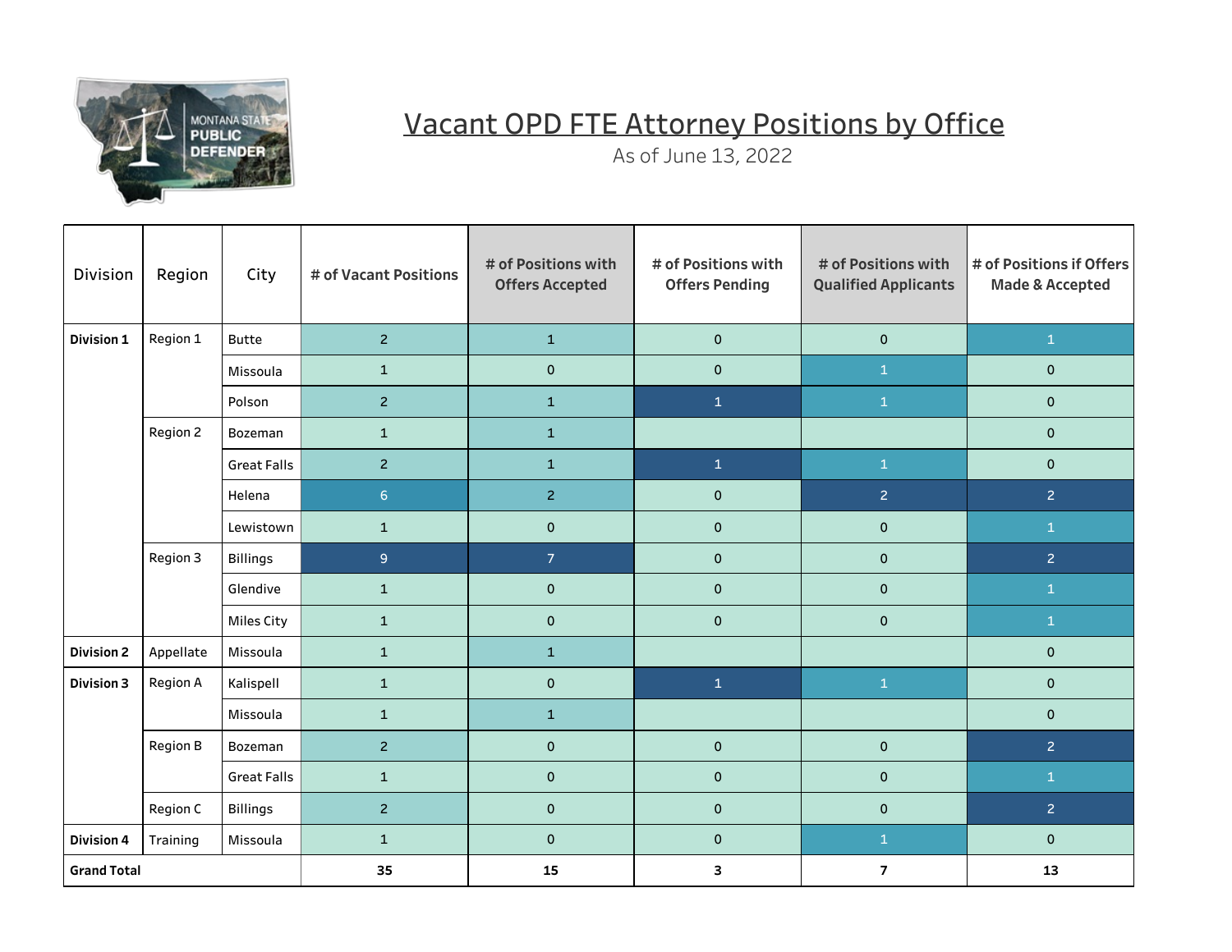# Vacant OPD FTE Attorney Positions by Office

As of June 13, 2022

| Division | Region | City | # of Vacant Positions | # of Positions with Offers Accepted | # of Positions with Offers Pending | # of Positions with Qualified Applicants | # of Positions if Offers Made & Accepted |
|---|---|---|---|---|---|---|---|
| **Division 1** | Region 1 | Butte | 2 | 1 | 0 | 0 | 1 |
| | | Missoula | 1 | 0 | 0 | 1 | 0 |
| | | Polson | 2 | 1 | 1 | 1 | 0 |
| | Region 2 | Bozeman | 1 | 1 | | | 0 |
| | | Great Falls | 2 | 1 | 1 | 1 | 0 |
| | | Helena | 6 | 2 | 0 | 2 | 2 |
| | | Lewistown | 1 | 0 | 0 | 0 | 1 |
| | Region 3 | Billings | 9 | 7 | 0 | 0 | 2 |
| | | Glendive | 1 | 0 | 0 | 0 | 1 |
| | | Miles City | 1 | 0 | 0 | 0 | 1 |
| **Division 2** | Appellate | Missoula | 1 | 1 | | | 0 |
| **Division 3** | Region A | Kalispell | 1 | 0 | 1 | 1 | 0 |
| | | Missoula | 1 | 1 | | | 0 |
| | Region B | Bozeman | 2 | 0 | 0 | 0 | 2 |
| | | Great Falls | 1 | 0 | 0 | 0 | 1 |
| | Region C | Billings | 2 | 0 | 0 | 0 | 2 |
| **Division 4** | Training | Missoula | 1 | 0 | 0 | 1 | 0 |
| **Grand Total** | | | **35** | **15** | **3** | **7** | **13** |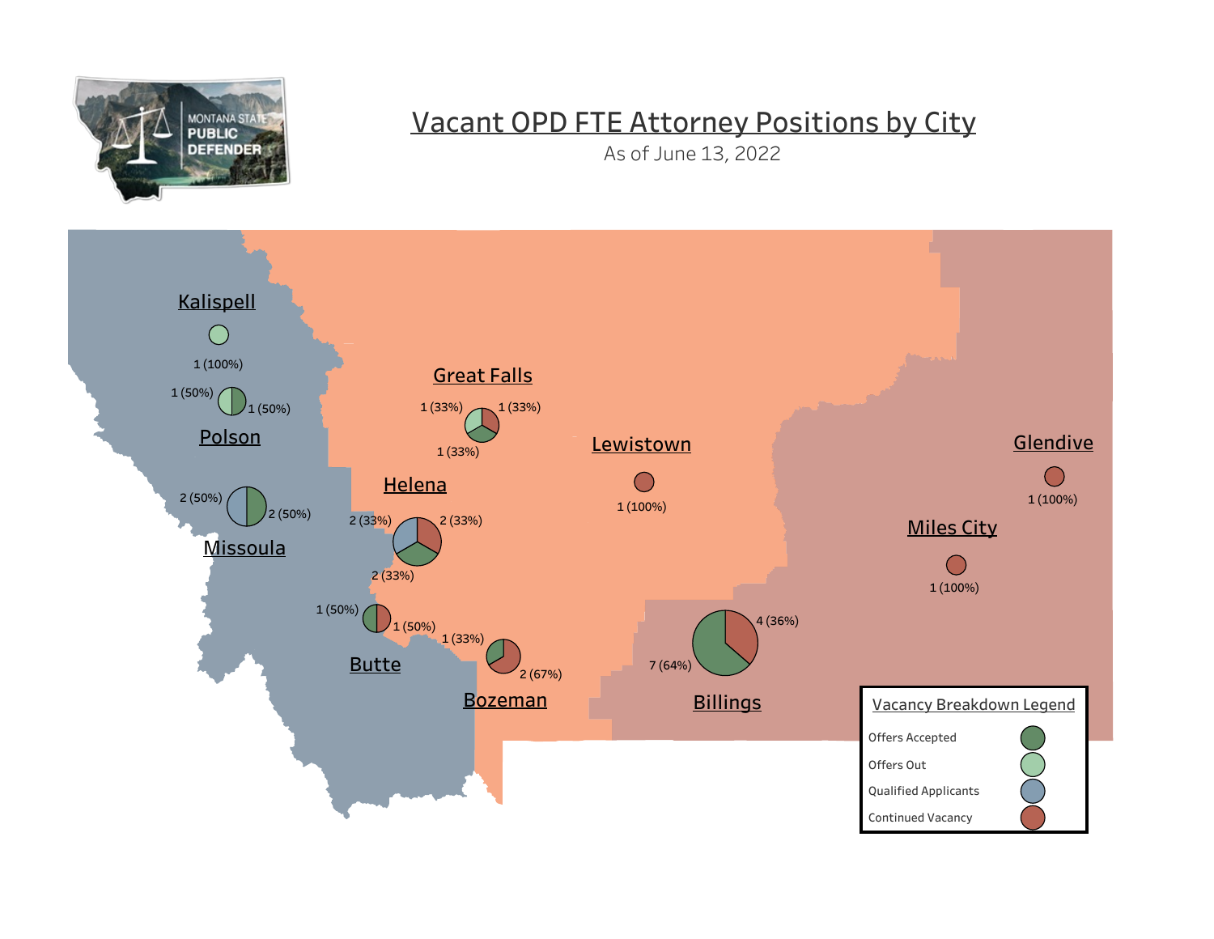MONTANA STATE PUBLIC DEFENDER

# Vacant OPD FTE Attorney Positions by City

As of June 13, 2022

Kalispell

1 (100%)

1 (50%)
1 (50%)

Polson

Great Falls

1 (33%)
1 (33%)
1 (33%)

Lewistown

1 (100%)

Glendive

1 (100%)

2 (50%)
2 (50%)

Missoula

Helena

2 (33%)
2 (33%)
2 (33%)

Miles City

1 (100%)

1 (50%)
1 (50%)

Butte

1 (33%)
2 (67%)

Bozeman

4 (36%)
7 (64%)

Billings

Vacancy Breakdown Legend

Offers Accepted

Offers Out

Qualified Applicants

Continued Vacancy